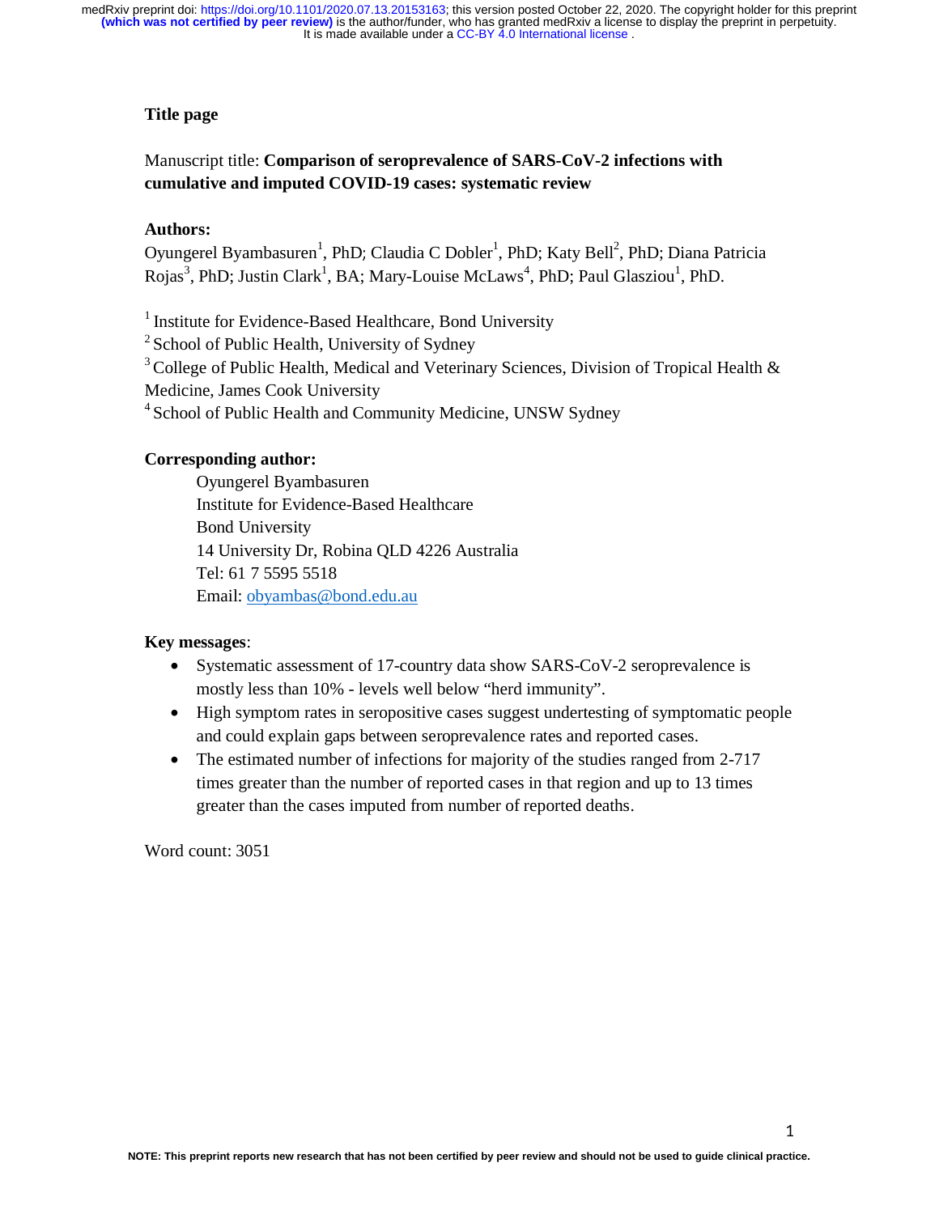**Title page**

Manuscript title: **Comparison of seroprevalence of SARS-CoV-2 infections with cumulative and imputed COVID-19 cases: systematic review**

**Authors:**

Oyungerel Byambasuren[1], PhD; Claudia C Dobler[1], PhD; Katy Bell[2], PhD; Diana Patricia Rojas[3], PhD; Justin Clark[1], BA; Mary-Louise McLaws[4], PhD; Paul Glasziou[1], PhD.

[1] Institute for Evidence-Based Healthcare, Bond University
[2] School of Public Health, University of Sydney
[3] College of Public Health, Medical and Veterinary Sciences, Division of Tropical Health & Medicine, James Cook University
[4] School of Public Health and Community Medicine, UNSW Sydney

**Corresponding author:**

Oyungerel Byambasuren
Institute for Evidence-Based Healthcare
Bond University
14 University Dr, Robina QLD 4226 Australia
Tel: 61 7 5595 5518
Email: obyambas@bond.edu.au

**Key messages**:

- Systematic assessment of 17-country data show SARS-CoV-2 seroprevalence is mostly less than 10% - levels well below "herd immunity".
- High symptom rates in seropositive cases suggest undertesting of symptomatic people and could explain gaps between seroprevalence rates and reported cases.
- The estimated number of infections for majority of the studies ranged from 2-717 times greater than the number of reported cases in that region and up to 13 times greater than the cases imputed from number of reported deaths.

Word count: 3051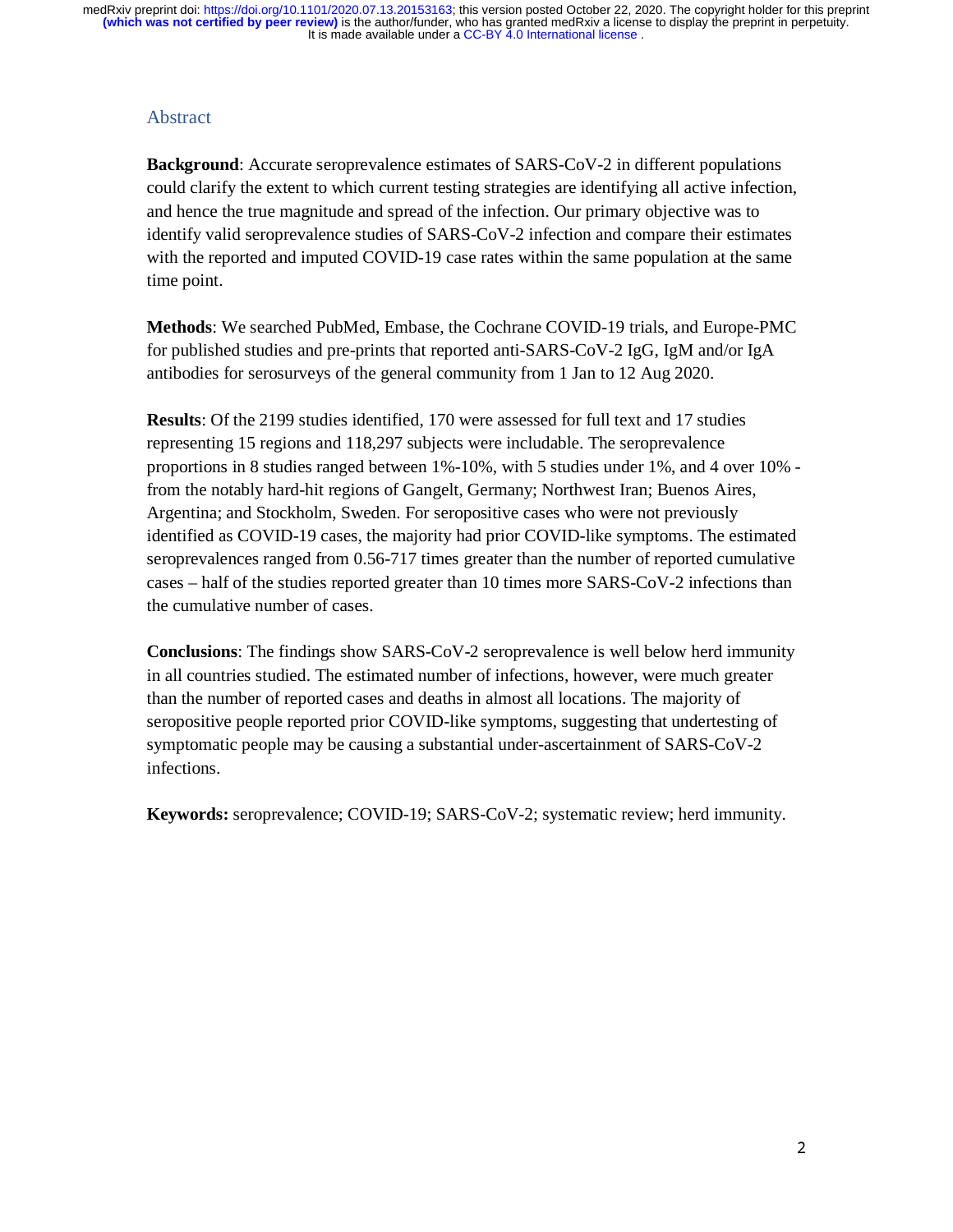## Abstract

**Background**: Accurate seroprevalence estimates of SARS-CoV-2 in different populations could clarify the extent to which current testing strategies are identifying all active infection, and hence the true magnitude and spread of the infection. Our primary objective was to identify valid seroprevalence studies of SARS-CoV-2 infection and compare their estimates with the reported and imputed COVID-19 case rates within the same population at the same time point.

**Methods**: We searched PubMed, Embase, the Cochrane COVID-19 trials, and Europe-PMC for published studies and pre-prints that reported anti-SARS-CoV-2 IgG, IgM and/or IgA antibodies for serosurveys of the general community from 1 Jan to 12 Aug 2020.

**Results**: Of the 2199 studies identified, 170 were assessed for full text and 17 studies representing 15 regions and 118,297 subjects were includable. The seroprevalence proportions in 8 studies ranged between 1%-10%, with 5 studies under 1%, and 4 over 10% - from the notably hard-hit regions of Gangelt, Germany; Northwest Iran; Buenos Aires, Argentina; and Stockholm, Sweden. For seropositive cases who were not previously identified as COVID-19 cases, the majority had prior COVID-like symptoms. The estimated seroprevalences ranged from 0.56-717 times greater than the number of reported cumulative cases – half of the studies reported greater than 10 times more SARS-CoV-2 infections than the cumulative number of cases.

**Conclusions**: The findings show SARS-CoV-2 seroprevalence is well below herd immunity in all countries studied. The estimated number of infections, however, were much greater than the number of reported cases and deaths in almost all locations. The majority of seropositive people reported prior COVID-like symptoms, suggesting that undertesting of symptomatic people may be causing a substantial under-ascertainment of SARS-CoV-2 infections.

**Keywords:** seroprevalence; COVID-19; SARS-CoV-2; systematic review; herd immunity.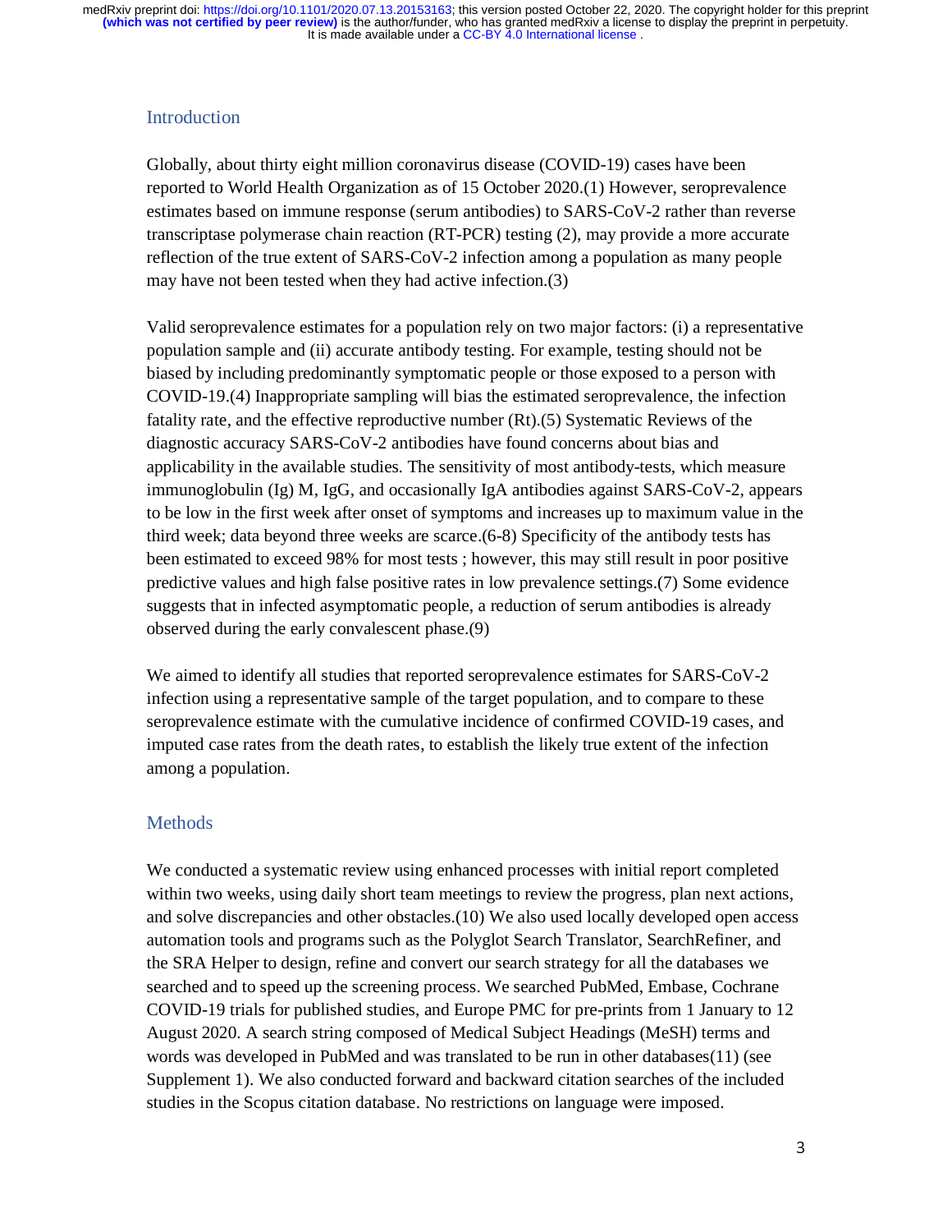## Introduction

Globally, about thirty eight million coronavirus disease (COVID-19) cases have been reported to World Health Organization as of 15 October 2020.(1) However, seroprevalence estimates based on immune response (serum antibodies) to SARS-CoV-2 rather than reverse transcriptase polymerase chain reaction (RT-PCR) testing (2), may provide a more accurate reflection of the true extent of SARS-CoV-2 infection among a population as many people may have not been tested when they had active infection.(3)

Valid seroprevalence estimates for a population rely on two major factors: (i) a representative population sample and (ii) accurate antibody testing. For example, testing should not be biased by including predominantly symptomatic people or those exposed to a person with COVID-19.(4) Inappropriate sampling will bias the estimated seroprevalence, the infection fatality rate, and the effective reproductive number (Rt).(5) Systematic Reviews of the diagnostic accuracy SARS-CoV-2 antibodies have found concerns about bias and applicability in the available studies. The sensitivity of most antibody-tests, which measure immunoglobulin (Ig) M, IgG, and occasionally IgA antibodies against SARS-CoV-2, appears to be low in the first week after onset of symptoms and increases up to maximum value in the third week; data beyond three weeks are scarce.(6-8) Specificity of the antibody tests has been estimated to exceed 98% for most tests ; however, this may still result in poor positive predictive values and high false positive rates in low prevalence settings.(7) Some evidence suggests that in infected asymptomatic people, a reduction of serum antibodies is already observed during the early convalescent phase.(9)

We aimed to identify all studies that reported seroprevalence estimates for SARS-CoV-2 infection using a representative sample of the target population, and to compare to these seroprevalence estimate with the cumulative incidence of confirmed COVID-19 cases, and imputed case rates from the death rates, to establish the likely true extent of the infection among a population.

## Methods

We conducted a systematic review using enhanced processes with initial report completed within two weeks, using daily short team meetings to review the progress, plan next actions, and solve discrepancies and other obstacles.(10) We also used locally developed open access automation tools and programs such as the Polyglot Search Translator, SearchRefiner, and the SRA Helper to design, refine and convert our search strategy for all the databases we searched and to speed up the screening process. We searched PubMed, Embase, Cochrane COVID-19 trials for published studies, and Europe PMC for pre-prints from 1 January to 12 August 2020. A search string composed of Medical Subject Headings (MeSH) terms and words was developed in PubMed and was translated to be run in other databases(11) (see Supplement 1). We also conducted forward and backward citation searches of the included studies in the Scopus citation database. No restrictions on language were imposed.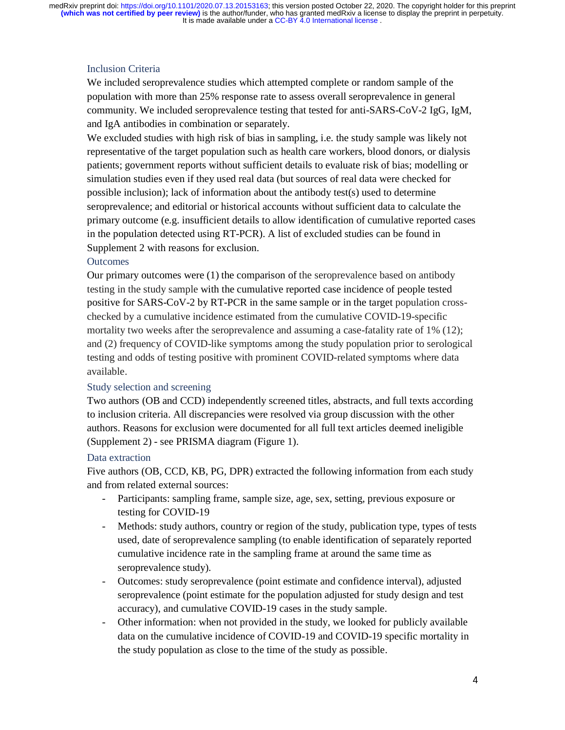### Inclusion Criteria

We included seroprevalence studies which attempted complete or random sample of the population with more than 25% response rate to assess overall seroprevalence in general community. We included seroprevalence testing that tested for anti-SARS-CoV-2 IgG, IgM, and IgA antibodies in combination or separately.

We excluded studies with high risk of bias in sampling, i.e. the study sample was likely not representative of the target population such as health care workers, blood donors, or dialysis patients; government reports without sufficient details to evaluate risk of bias; modelling or simulation studies even if they used real data (but sources of real data were checked for possible inclusion); lack of information about the antibody test(s) used to determine seroprevalence; and editorial or historical accounts without sufficient data to calculate the primary outcome (e.g. insufficient details to allow identification of cumulative reported cases in the population detected using RT-PCR). A list of excluded studies can be found in Supplement 2 with reasons for exclusion.

### Outcomes

Our primary outcomes were (1) the comparison of the seroprevalence based on antibody testing in the study sample with the cumulative reported case incidence of people tested positive for SARS-CoV-2 by RT-PCR in the same sample or in the target population cross-checked by a cumulative incidence estimated from the cumulative COVID-19-specific mortality two weeks after the seroprevalence and assuming a case-fatality rate of 1% (12); and (2) frequency of COVID-like symptoms among the study population prior to serological testing and odds of testing positive with prominent COVID-related symptoms where data available.

### Study selection and screening

Two authors (OB and CCD) independently screened titles, abstracts, and full texts according to inclusion criteria. All discrepancies were resolved via group discussion with the other authors. Reasons for exclusion were documented for all full text articles deemed ineligible (Supplement 2) - see PRISMA diagram (Figure 1).

### Data extraction

Five authors (OB, CCD, KB, PG, DPR) extracted the following information from each study and from related external sources:

- Participants: sampling frame, sample size, age, sex, setting, previous exposure or testing for COVID-19
- Methods: study authors, country or region of the study, publication type, types of tests used, date of seroprevalence sampling (to enable identification of separately reported cumulative incidence rate in the sampling frame at around the same time as seroprevalence study).
- Outcomes: study seroprevalence (point estimate and confidence interval), adjusted seroprevalence (point estimate for the population adjusted for study design and test accuracy), and cumulative COVID-19 cases in the study sample.
- Other information: when not provided in the study, we looked for publicly available data on the cumulative incidence of COVID-19 and COVID-19 specific mortality in the study population as close to the time of the study as possible.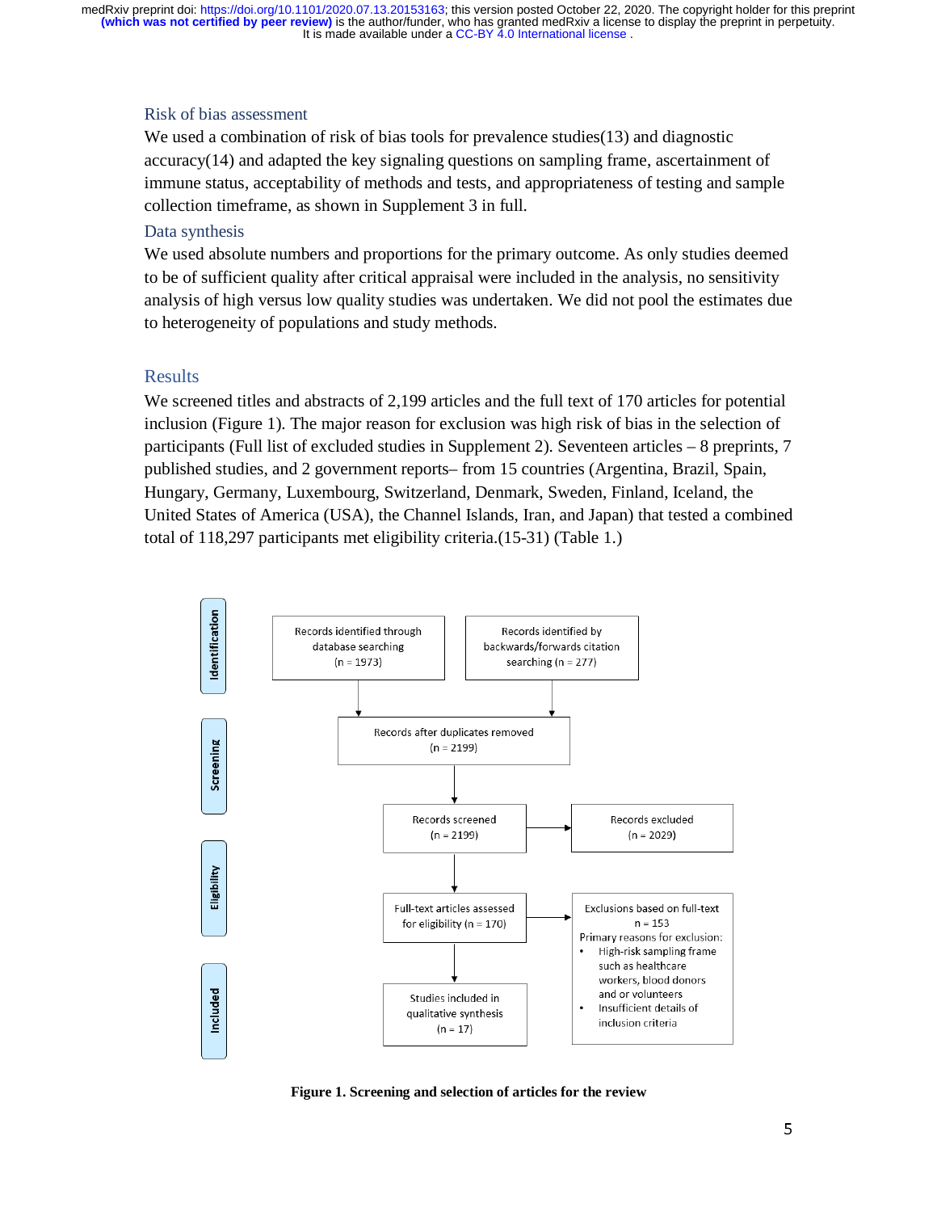## Risk of bias assessment

We used a combination of risk of bias tools for prevalence studies(13) and diagnostic accuracy(14) and adapted the key signaling questions on sampling frame, ascertainment of immune status, acceptability of methods and tests, and appropriateness of testing and sample collection timeframe, as shown in Supplement 3 in full.

## Data synthesis

We used absolute numbers and proportions for the primary outcome. As only studies deemed to be of sufficient quality after critical appraisal were included in the analysis, no sensitivity analysis of high versus low quality studies was undertaken. We did not pool the estimates due to heterogeneity of populations and study methods.

# Results

We screened titles and abstracts of 2,199 articles and the full text of 170 articles for potential inclusion (Figure 1). The major reason for exclusion was high risk of bias in the selection of participants (Full list of excluded studies in Supplement 2). Seventeen articles – 8 preprints, 7 published studies, and 2 government reports– from 15 countries (Argentina, Brazil, Spain, Hungary, Germany, Luxembourg, Switzerland, Denmark, Sweden, Finland, Iceland, the United States of America (USA), the Channel Islands, Iran, and Japan) that tested a combined total of 118,297 participants met eligibility criteria.(15-31) (Table 1.)

**Identification**

- Records identified through database searching (n = 1973)
- Records identified by backwards/forwards citation searching (n = 277)

**Screening**

- Records after duplicates removed (n = 2199)
- Records screened (n = 2199) → Records excluded (n = 2029)

**Eligibility**

- Full-text articles assessed for eligibility (n = 170) → Exclusions based on full-text n = 153
  - Primary reasons for exclusion:
    - High-risk sampling frame such as healthcare workers, blood donors and or volunteers
    - Insufficient details of inclusion criteria

**Included**

- Studies included in qualitative synthesis (n = 17)

**Figure 1. Screening and selection of articles for the review**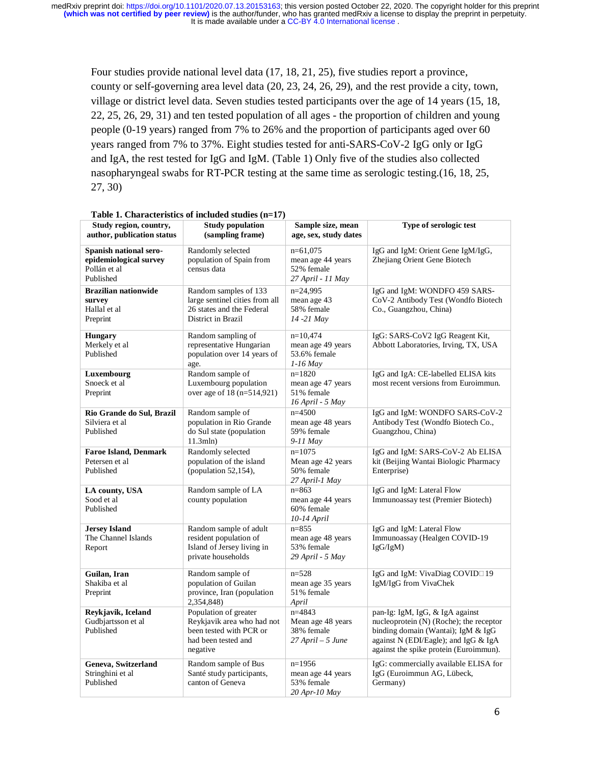Four studies provide national level data (17, 18, 21, 25), five studies report a province, county or self-governing area level data (20, 23, 24, 26, 29), and the rest provide a city, town, village or district level data. Seven studies tested participants over the age of 14 years (15, 18, 22, 25, 26, 29, 31) and ten tested population of all ages - the proportion of children and young people (0-19 years) ranged from 7% to 26% and the proportion of participants aged over 60 years ranged from 7% to 37%. Eight studies tested for anti-SARS-CoV-2 IgG only or IgG and IgA, the rest tested for IgG and IgM. (Table 1) Only five of the studies also collected nasopharyngeal swabs for RT-PCR testing at the same time as serologic testing.(16, 18, 25, 27, 30)

**Table 1. Characteristics of included studies (n=17)**

| Study region, country, author, publication status | Study population (sampling frame) | Sample size, mean age, sex, study dates | Type of serologic test |
|---|---|---|---|
| **Spanish national sero-epidemiological survey** Pollán et al Published | Randomly selected population of Spain from census data | n=61,075 mean age 44 years 52% female *27 April - 11 May* | IgG and IgM: Orient Gene IgM/IgG, Zhejiang Orient Gene Biotech |
| **Brazilian nationwide survey** Hallal et al Preprint | Random samples of 133 large sentinel cities from all 26 states and the Federal District in Brazil | n=24,995 mean age 43 58% female *14 -21 May* | IgG and IgM: WONDFO 459 SARS-CoV-2 Antibody Test (Wondfo Biotech Co., Guangzhou, China) |
| **Hungary** Merkely et al Published | Random sampling of representative Hungarian population over 14 years of age. | n=10,474 mean age 49 years 53.6% female *1-16 May* | IgG: SARS-CoV2 IgG Reagent Kit, Abbott Laboratories, Irving, TX, USA |
| **Luxembourg** Snoeck et al Preprint | Random sample of Luxembourg population over age of 18 (n=514,921) | n=1820 mean age 47 years 51% female *16 April - 5 May* | IgG and IgA: CE-labelled ELISA kits most recent versions from Euroimmun. |
| **Rio Grande do Sul, Brazil** Silviera et al Published | Random sample of population in Rio Grande do Sul state (population 11.3mln) | n=4500 mean age 48 years 59% female *9-11 May* | IgG and IgM: WONDFO SARS-CoV-2 Antibody Test (Wondfo Biotech Co., Guangzhou, China) |
| **Faroe Island, Denmark** Petersen et al Published | Randomly selected population of the island (population 52,154), | n=1075 Mean age 42 years 50% female *27 April-1 May* | IgG and IgM: SARS-CoV-2 Ab ELISA kit (Beijing Wantai Biologic Pharmacy Enterprise) |
| **LA county, USA** Sood et al Published | Random sample of LA county population | n=863 mean age 44 years 60% female *10-14 April* | IgG and IgM: Lateral Flow Immunoassay test (Premier Biotech) |
| **Jersey Island** The Channel Islands Report | Random sample of adult resident population of Island of Jersey living in private households | n=855 mean age 48 years 53% female *29 April - 5 May* | IgG and IgM: Lateral Flow Immunoassay (Healgen COVID-19 IgG/IgM) |
| **Guilan, Iran** Shakiba et al Preprint | Random sample of population of Guilan province, Iran (population 2,354,848) | n=528 mean age 35 years 51% female *April* | IgG and IgM: VivaDiag COVID□19 IgM/IgG from VivaChek |
| **Reykjavik, Iceland** Gudbjartsson et al Published | Population of greater Reykjavik area who had not been tested with PCR or had been tested and negative | n=4843 Mean age 48 years 38% female *27 April – 5 June* | pan-Ig: IgM, IgG, & IgA against nucleoprotein (N) (Roche); the receptor binding domain (Wantai); IgM & IgG against N (EDI/Eagle); and IgG & IgA against the spike protein (Euroimmun). |
| **Geneva, Switzerland** Stringhini et al Published | Random sample of Bus Santé study participants, canton of Geneva | n=1956 mean age 44 years 53% female *20 Apr-10 May* | IgG: commercially available ELISA for IgG (Euroimmun AG, Lübeck, Germany) |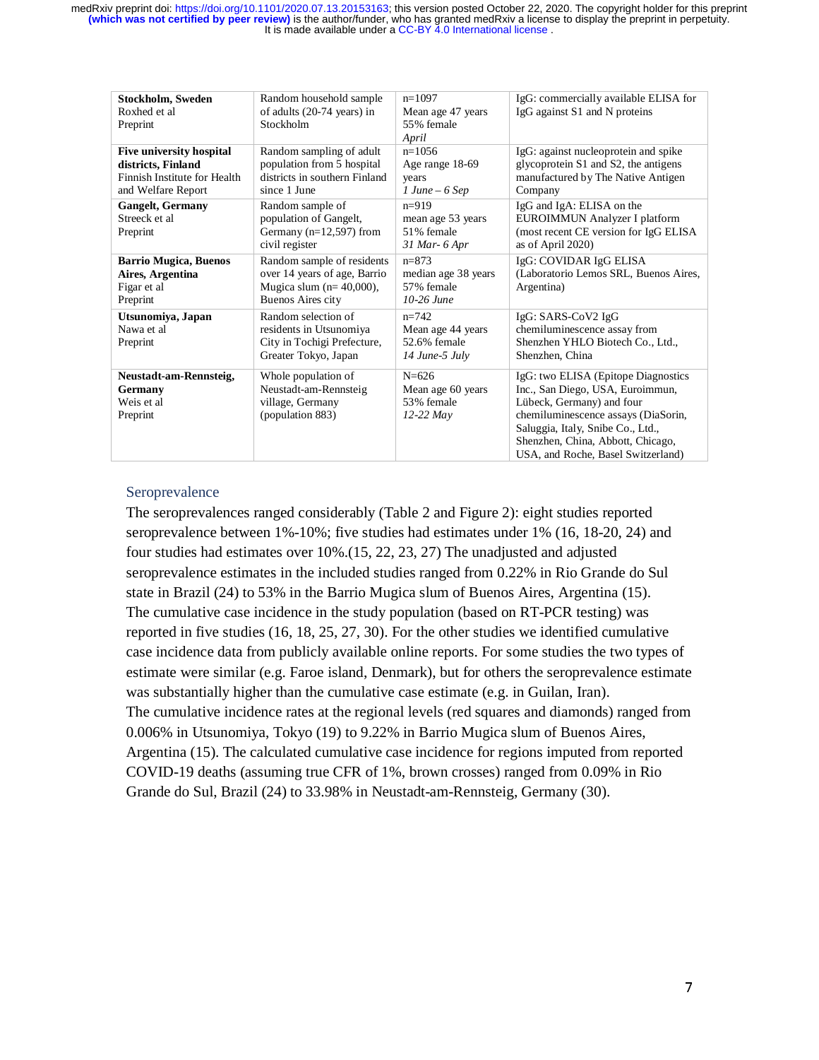| | | | |
|---|---|---|---|
| **Stockholm, Sweden** Roxhed et al Preprint | Random household sample of adults (20-74 years) in Stockholm | n=1097 Mean age 47 years 55% female *April* | IgG: commercially available ELISA for IgG against S1 and N proteins |
| **Five university hospital districts, Finland** Finnish Institute for Health and Welfare Report | Random sampling of adult population from 5 hospital districts in southern Finland since 1 June | n=1056 Age range 18-69 years *1 June – 6 Sep* | IgG: against nucleoprotein and spike glycoprotein S1 and S2, the antigens manufactured by The Native Antigen Company |
| **Gangelt, Germany** Streeck et al Preprint | Random sample of population of Gangelt, Germany (n=12,597) from civil register | n=919 mean age 53 years 51% female *31 Mar- 6 Apr* | IgG and IgA: ELISA on the EUROIMMUN Analyzer I platform (most recent CE version for IgG ELISA as of April 2020) |
| **Barrio Mugica, Buenos Aires, Argentina** Figar et al Preprint | Random sample of residents over 14 years of age, Barrio Mugica slum (n= 40,000), Buenos Aires city | n=873 median age 38 years 57% female *10-26 June* | IgG: COVIDAR IgG ELISA (Laboratorio Lemos SRL, Buenos Aires, Argentina) |
| **Utsunomiya, Japan** Nawa et al Preprint | Random selection of residents in Utsunomiya City in Tochigi Prefecture, Greater Tokyo, Japan | n=742 Mean age 44 years 52.6% female *14 June-5 July* | IgG: SARS-CoV2 IgG chemiluminescence assay from Shenzhen YHLO Biotech Co., Ltd., Shenzhen, China |
| **Neustadt-am-Rennsteig, Germany** Weis et al Preprint | Whole population of Neustadt-am-Rennsteig village, Germany (population 883) | N=626 Mean age 60 years 53% female *12-22 May* | IgG: two ELISA (Epitope Diagnostics Inc., San Diego, USA, Euroimmun, Lübeck, Germany) and four chemiluminescence assays (DiaSorin, Saluggia, Italy, Snibe Co., Ltd., Shenzhen, China, Abbott, Chicago, USA, and Roche, Basel Switzerland) |

## Seroprevalence

The seroprevalences ranged considerably (Table 2 and Figure 2): eight studies reported seroprevalence between 1%-10%; five studies had estimates under 1% (16, 18-20, 24) and four studies had estimates over 10%.(15, 22, 23, 27) The unadjusted and adjusted seroprevalence estimates in the included studies ranged from 0.22% in Rio Grande do Sul state in Brazil (24) to 53% in the Barrio Mugica slum of Buenos Aires, Argentina (15). The cumulative case incidence in the study population (based on RT-PCR testing) was reported in five studies (16, 18, 25, 27, 30). For the other studies we identified cumulative case incidence data from publicly available online reports. For some studies the two types of estimate were similar (e.g. Faroe island, Denmark), but for others the seroprevalence estimate was substantially higher than the cumulative case estimate (e.g. in Guilan, Iran). The cumulative incidence rates at the regional levels (red squares and diamonds) ranged from 0.006% in Utsunomiya, Tokyo (19) to 9.22% in Barrio Mugica slum of Buenos Aires, Argentina (15). The calculated cumulative case incidence for regions imputed from reported COVID-19 deaths (assuming true CFR of 1%, brown crosses) ranged from 0.09% in Rio Grande do Sul, Brazil (24) to 33.98% in Neustadt-am-Rennsteig, Germany (30).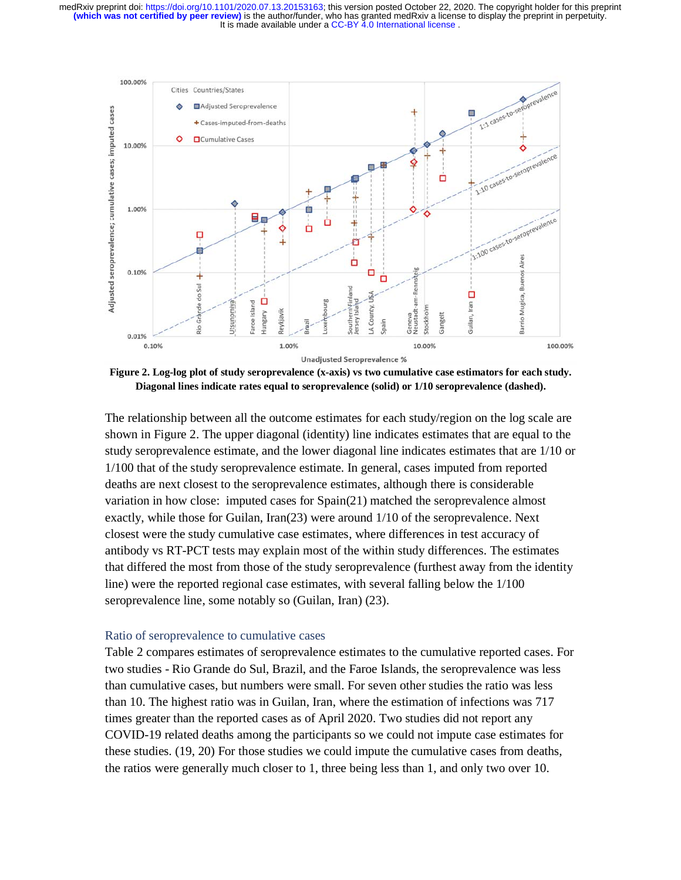Figure 2. Log-log plot of study seroprevalence (x-axis) vs two cumulative case estimators for each study. Diagonal lines indicate rates equal to seroprevalence (solid) or 1/10 seroprevalence (dashed).

The relationship between all the outcome estimates for each study/region on the log scale are shown in Figure 2. The upper diagonal (identity) line indicates estimates that are equal to the study seroprevalence estimate, and the lower diagonal line indicates estimates that are 1/10 or 1/100 that of the study seroprevalence estimate. In general, cases imputed from reported deaths are next closest to the seroprevalence estimates, although there is considerable variation in how close: imputed cases for Spain(21) matched the seroprevalence almost exactly, while those for Guilan, Iran(23) were around 1/10 of the seroprevalence. Next closest were the study cumulative case estimates, where differences in test accuracy of antibody vs RT-PCT tests may explain most of the within study differences. The estimates that differed the most from those of the study seroprevalence (furthest away from the identity line) were the reported regional case estimates, with several falling below the 1/100 seroprevalence line, some notably so (Guilan, Iran) (23).

### Ratio of seroprevalence to cumulative cases

Table 2 compares estimates of seroprevalence estimates to the cumulative reported cases. For two studies - Rio Grande do Sul, Brazil, and the Faroe Islands, the seroprevalence was less than cumulative cases, but numbers were small. For seven other studies the ratio was less than 10. The highest ratio was in Guilan, Iran, where the estimation of infections was 717 times greater than the reported cases as of April 2020. Two studies did not report any COVID-19 related deaths among the participants so we could not impute case estimates for these studies. (19, 20) For those studies we could impute the cumulative cases from deaths, the ratios were generally much closer to 1, three being less than 1, and only two over 10.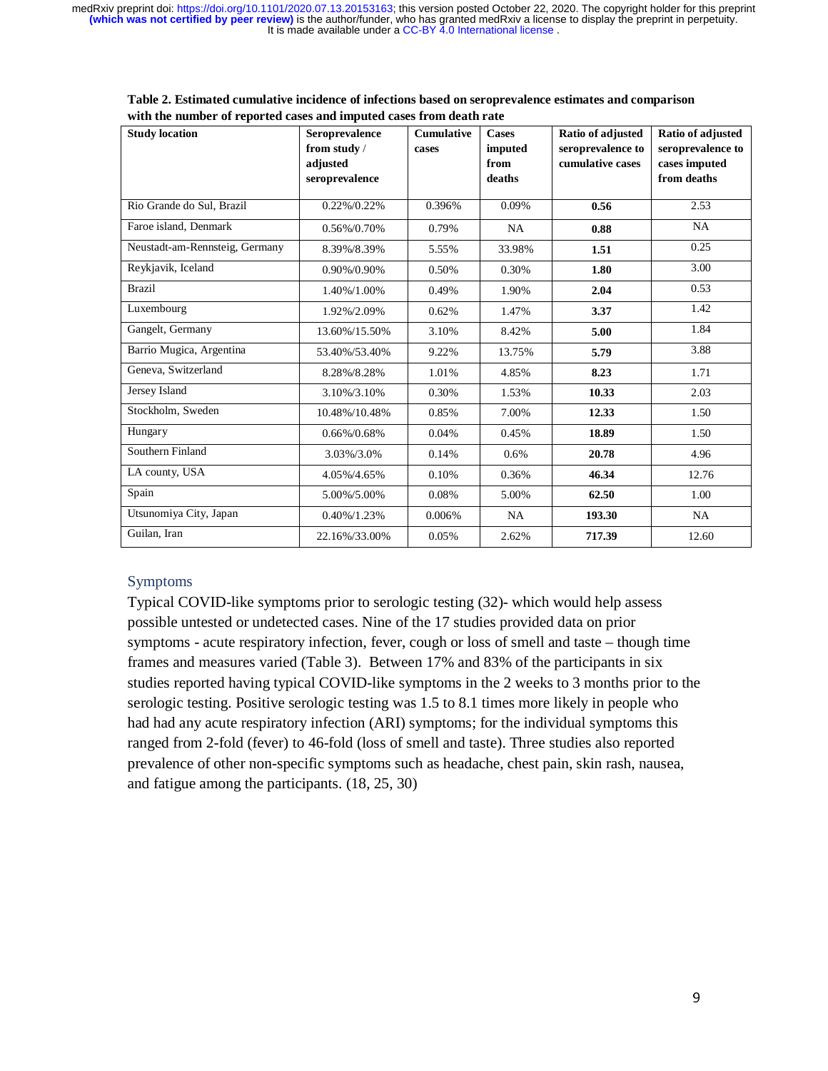**Table 2. Estimated cumulative incidence of infections based on seroprevalence estimates and comparison with the number of reported cases and imputed cases from death rate**

| Study location | Seroprevalence from study / adjusted seroprevalence | Cumulative cases | Cases imputed from deaths | Ratio of adjusted seroprevalence to cumulative cases | Ratio of adjusted seroprevalence to cases imputed from deaths |
|---|---|---|---|---|---|
| Rio Grande do Sul, Brazil | 0.22%/0.22% | 0.396% | 0.09% | **0.56** | 2.53 |
| Faroe island, Denmark | 0.56%/0.70% | 0.79% | NA | **0.88** | NA |
| Neustadt-am-Rennsteig, Germany | 8.39%/8.39% | 5.55% | 33.98% | **1.51** | 0.25 |
| Reykjavik, Iceland | 0.90%/0.90% | 0.50% | 0.30% | **1.80** | 3.00 |
| Brazil | 1.40%/1.00% | 0.49% | 1.90% | **2.04** | 0.53 |
| Luxembourg | 1.92%/2.09% | 0.62% | 1.47% | **3.37** | 1.42 |
| Gangelt, Germany | 13.60%/15.50% | 3.10% | 8.42% | **5.00** | 1.84 |
| Barrio Mugica, Argentina | 53.40%/53.40% | 9.22% | 13.75% | **5.79** | 3.88 |
| Geneva, Switzerland | 8.28%/8.28% | 1.01% | 4.85% | **8.23** | 1.71 |
| Jersey Island | 3.10%/3.10% | 0.30% | 1.53% | **10.33** | 2.03 |
| Stockholm, Sweden | 10.48%/10.48% | 0.85% | 7.00% | **12.33** | 1.50 |
| Hungary | 0.66%/0.68% | 0.04% | 0.45% | **18.89** | 1.50 |
| Southern Finland | 3.03%/3.0% | 0.14% | 0.6% | **20.78** | 4.96 |
| LA county, USA | 4.05%/4.65% | 0.10% | 0.36% | **46.34** | 12.76 |
| Spain | 5.00%/5.00% | 0.08% | 5.00% | **62.50** | 1.00 |
| Utsunomiya City, Japan | 0.40%/1.23% | 0.006% | NA | **193.30** | NA |
| Guilan, Iran | 22.16%/33.00% | 0.05% | 2.62% | **717.39** | 12.60 |

## Symptoms

Typical COVID-like symptoms prior to serologic testing (32)- which would help assess possible untested or undetected cases. Nine of the 17 studies provided data on prior symptoms - acute respiratory infection, fever, cough or loss of smell and taste – though time frames and measures varied (Table 3). Between 17% and 83% of the participants in six studies reported having typical COVID-like symptoms in the 2 weeks to 3 months prior to the serologic testing. Positive serologic testing was 1.5 to 8.1 times more likely in people who had had any acute respiratory infection (ARI) symptoms; for the individual symptoms this ranged from 2-fold (fever) to 46-fold (loss of smell and taste). Three studies also reported prevalence of other non-specific symptoms such as headache, chest pain, skin rash, nausea, and fatigue among the participants. (18, 25, 30)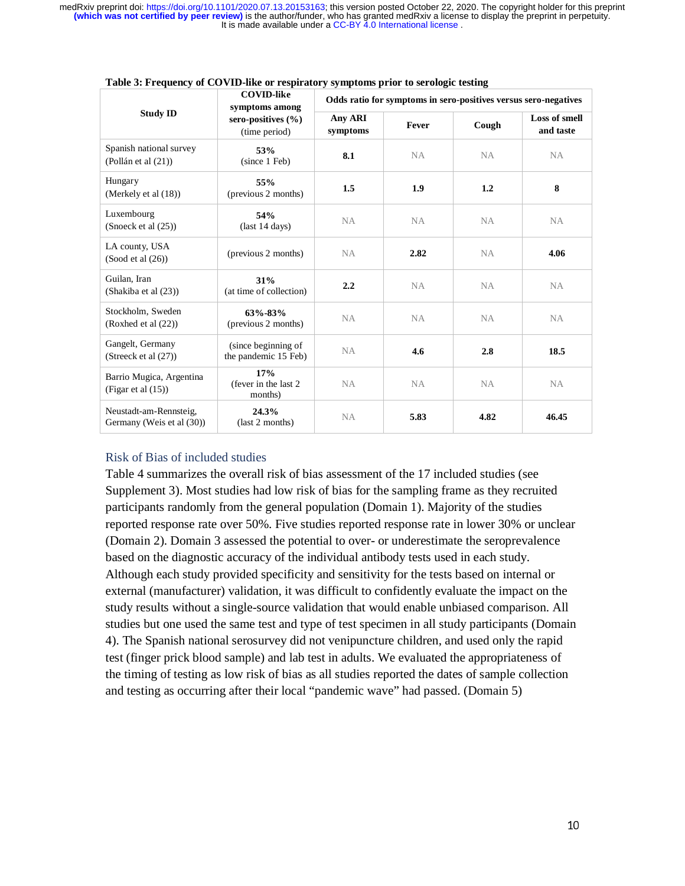**Table 3: Frequency of COVID-like or respiratory symptoms prior to serologic testing**

| Study ID | COVID-like symptoms among sero-positives (%) (time period) | Odds ratio for symptoms in sero-positives versus sero-negatives | | | |
|---|---|---|---|---|---|
| | | Any ARI symptoms | Fever | Cough | Loss of smell and taste |
| Spanish national survey (Pollán et al (21)) | **53%** (since 1 Feb) | **8.1** | NA | NA | NA |
| Hungary (Merkely et al (18)) | **55%** (previous 2 months) | **1.5** | **1.9** | **1.2** | **8** |
| Luxembourg (Snoeck et al (25)) | **54%** (last 14 days) | NA | NA | NA | NA |
| LA county, USA (Sood et al (26)) | (previous 2 months) | NA | **2.82** | NA | **4.06** |
| Guilan, Iran (Shakiba et al (23)) | **31%** (at time of collection) | **2.2** | NA | NA | NA |
| Stockholm, Sweden (Roxhed et al (22)) | **63%-83%** (previous 2 months) | NA | NA | NA | NA |
| Gangelt, Germany (Streeck et al (27)) | (since beginning of the pandemic 15 Feb) | NA | **4.6** | **2.8** | **18.5** |
| Barrio Mugica, Argentina (Figar et al (15)) | **17%** (fever in the last 2 months) | NA | NA | NA | NA |
| Neustadt-am-Rennsteig, Germany (Weis et al (30)) | **24.3%** (last 2 months) | NA | **5.83** | **4.82** | **46.45** |

## Risk of Bias of included studies

Table 4 summarizes the overall risk of bias assessment of the 17 included studies (see Supplement 3). Most studies had low risk of bias for the sampling frame as they recruited participants randomly from the general population (Domain 1). Majority of the studies reported response rate over 50%. Five studies reported response rate in lower 30% or unclear (Domain 2). Domain 3 assessed the potential to over- or underestimate the seroprevalence based on the diagnostic accuracy of the individual antibody tests used in each study. Although each study provided specificity and sensitivity for the tests based on internal or external (manufacturer) validation, it was difficult to confidently evaluate the impact on the study results without a single-source validation that would enable unbiased comparison. All studies but one used the same test and type of test specimen in all study participants (Domain 4). The Spanish national serosurvey did not venipuncture children, and used only the rapid test (finger prick blood sample) and lab test in adults. We evaluated the appropriateness of the timing of testing as low risk of bias as all studies reported the dates of sample collection and testing as occurring after their local "pandemic wave" had passed. (Domain 5)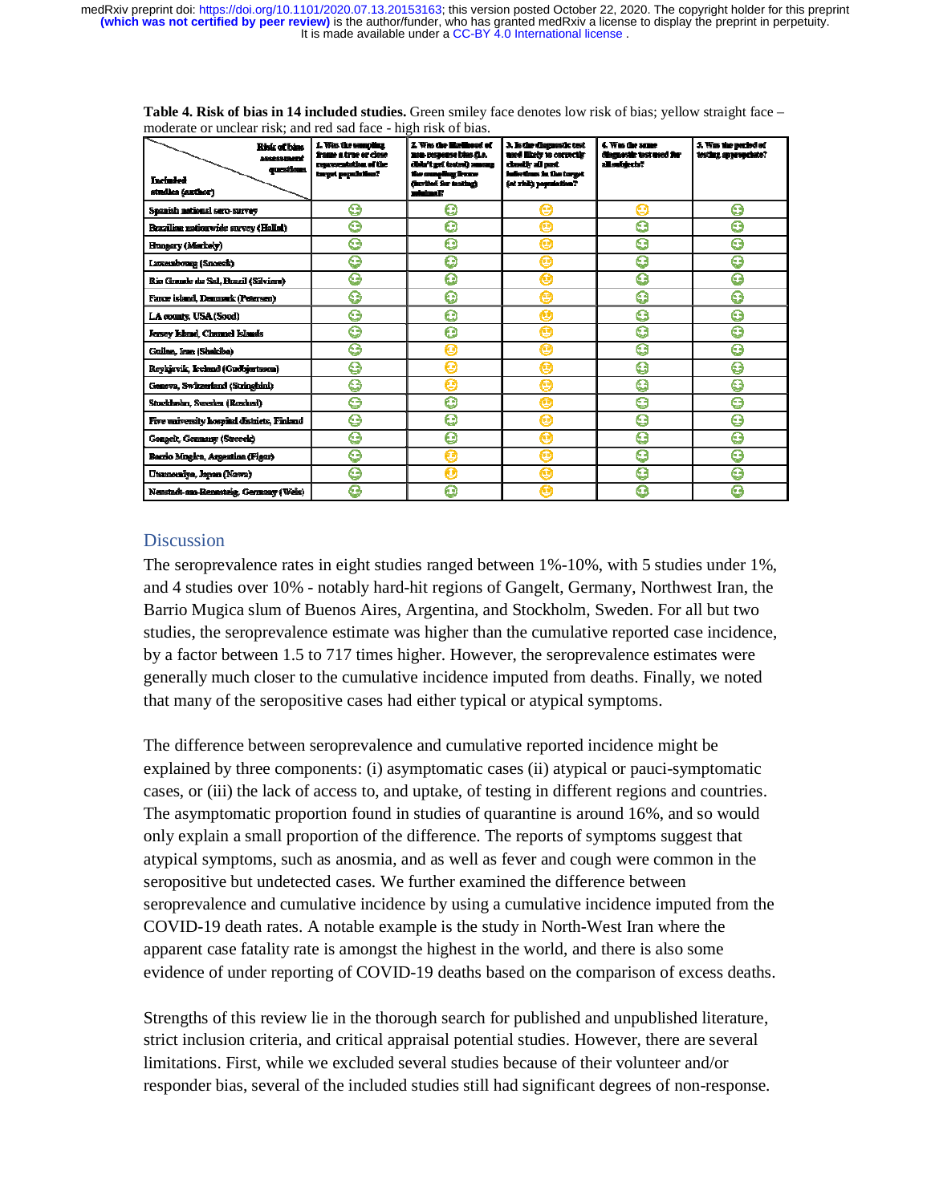**Table 4. Risk of bias in 14 included studies.** Green smiley face denotes low risk of bias; yellow straight face – moderate or unclear risk; and red sad face - high risk of bias.

| Included studies (author) \ Risk of bias assessment questions | 1. Was the sampling frame a true or close representation of the target population? | 2. Was the likelihood of non-response bias (i.e. didn't get tested) among the sampling frame (invited for testing) minimal? | 3. Is the diagnostic test used likely to correctly classify all past infections in the target (at risk) population? | 4. Was the same diagnostic test used for all subjects? | 5. Was the period of testing appropriate? |
|---|---|---|---|---|---|
| Spanish national sero-survey | 😊 | 😊 | 😐 | 😐 | 😊 |
| Brazilian nationwide survey (Hallal) | 😊 | 😊 | 😐 | 😊 | 😊 |
| Hungary (Merkely) | 😊 | 😊 | 😐 | 😊 | 😊 |
| Luxembourg (Snoeck) | 😊 | 😊 | 😐 | 😊 | 😊 |
| Rio Grande do Sul, Brazil (Silviera) | 😊 | 😊 | 😐 | 😊 | 😊 |
| Faroe island, Denmark (Petersen) | 😊 | 😊 | 😐 | 😊 | 😊 |
| LA county, USA (Sood) | 😊 | 😊 | 😐 | 😊 | 😊 |
| Jersey Island, Channel Islands | 😊 | 😊 | 😐 | 😊 | 😊 |
| Guilan, Iran (Shakiba) | 😊 | 😐 | 😐 | 😊 | 😊 |
| Reykjavik, Iceland (Gudbjartsson) | 😊 | 😐 | 😐 | 😊 | 😊 |
| Geneva, Switzerland (Stringhini) | 😊 | 😐 | 😐 | 😊 | 😊 |
| Stockholm, Sweden (Roxhed) | 😊 | 😊 | 😐 | 😊 | 😊 |
| Five university hospital districts, Finland | 😊 | 😊 | 😐 | 😊 | 😊 |
| Gangelt, Germany (Streeck) | 😊 | 😊 | 😐 | 😊 | 😊 |
| Barrio Mugica, Argentina (Figar) | 😊 | 😐 | 😐 | 😊 | 😊 |
| Utsunomiya, Japan (Nawa) | 😊 | 😐 | 😐 | 😊 | 😊 |
| Neustadt-am-Rennsteig, Germany (Weis) | 😊 | 😊 | 😐 | 😊 | 😊 |

## Discussion

The seroprevalence rates in eight studies ranged between 1%-10%, with 5 studies under 1%, and 4 studies over 10% - notably hard-hit regions of Gangelt, Germany, Northwest Iran, the Barrio Mugica slum of Buenos Aires, Argentina, and Stockholm, Sweden. For all but two studies, the seroprevalence estimate was higher than the cumulative reported case incidence, by a factor between 1.5 to 717 times higher. However, the seroprevalence estimates were generally much closer to the cumulative incidence imputed from deaths. Finally, we noted that many of the seropositive cases had either typical or atypical symptoms.

The difference between seroprevalence and cumulative reported incidence might be explained by three components: (i) asymptomatic cases (ii) atypical or pauci-symptomatic cases, or (iii) the lack of access to, and uptake, of testing in different regions and countries. The asymptomatic proportion found in studies of quarantine is around 16%, and so would only explain a small proportion of the difference. The reports of symptoms suggest that atypical symptoms, such as anosmia, and as well as fever and cough were common in the seropositive but undetected cases. We further examined the difference between seroprevalence and cumulative incidence by using a cumulative incidence imputed from the COVID-19 death rates. A notable example is the study in North-West Iran where the apparent case fatality rate is amongst the highest in the world, and there is also some evidence of under reporting of COVID-19 deaths based on the comparison of excess deaths.

Strengths of this review lie in the thorough search for published and unpublished literature, strict inclusion criteria, and critical appraisal potential studies. However, there are several limitations. First, while we excluded several studies because of their volunteer and/or responder bias, several of the included studies still had significant degrees of non-response.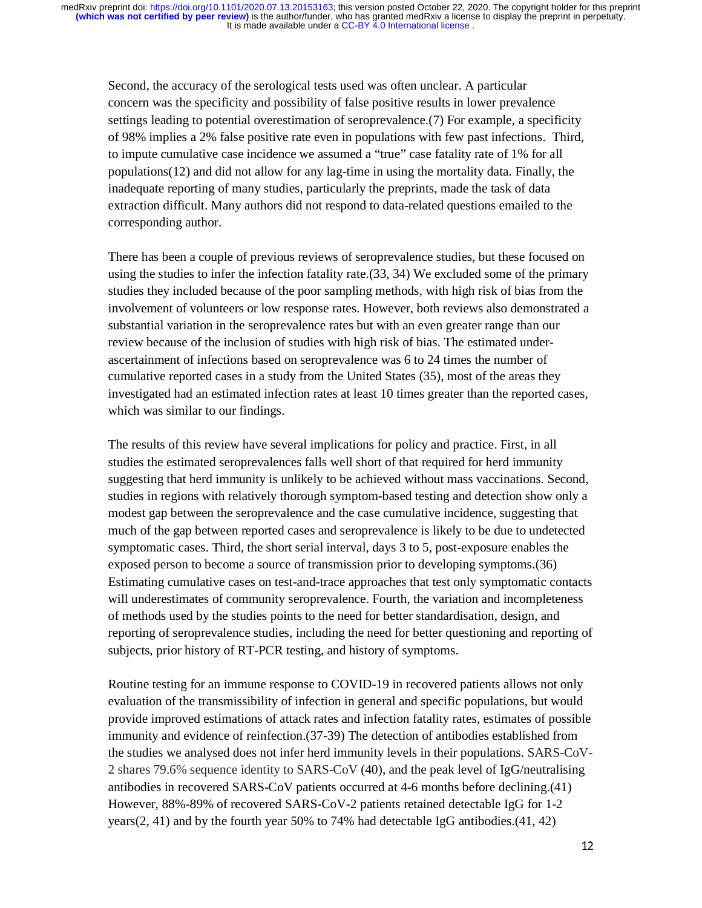Second, the accuracy of the serological tests used was often unclear. A particular concern was the specificity and possibility of false positive results in lower prevalence settings leading to potential overestimation of seroprevalence.(7) For example, a specificity of 98% implies a 2% false positive rate even in populations with few past infections. Third, to impute cumulative case incidence we assumed a "true" case fatality rate of 1% for all populations(12) and did not allow for any lag-time in using the mortality data. Finally, the inadequate reporting of many studies, particularly the preprints, made the task of data extraction difficult. Many authors did not respond to data-related questions emailed to the corresponding author.

There has been a couple of previous reviews of seroprevalence studies, but these focused on using the studies to infer the infection fatality rate.(33, 34) We excluded some of the primary studies they included because of the poor sampling methods, with high risk of bias from the involvement of volunteers or low response rates. However, both reviews also demonstrated a substantial variation in the seroprevalence rates but with an even greater range than our review because of the inclusion of studies with high risk of bias. The estimated under-ascertainment of infections based on seroprevalence was 6 to 24 times the number of cumulative reported cases in a study from the United States (35), most of the areas they investigated had an estimated infection rates at least 10 times greater than the reported cases, which was similar to our findings.

The results of this review have several implications for policy and practice. First, in all studies the estimated seroprevalences falls well short of that required for herd immunity suggesting that herd immunity is unlikely to be achieved without mass vaccinations. Second, studies in regions with relatively thorough symptom-based testing and detection show only a modest gap between the seroprevalence and the case cumulative incidence, suggesting that much of the gap between reported cases and seroprevalence is likely to be due to undetected symptomatic cases. Third, the short serial interval, days 3 to 5, post-exposure enables the exposed person to become a source of transmission prior to developing symptoms.(36) Estimating cumulative cases on test-and-trace approaches that test only symptomatic contacts will underestimates of community seroprevalence. Fourth, the variation and incompleteness of methods used by the studies points to the need for better standardisation, design, and reporting of seroprevalence studies, including the need for better questioning and reporting of subjects, prior history of RT-PCR testing, and history of symptoms.

Routine testing for an immune response to COVID-19 in recovered patients allows not only evaluation of the transmissibility of infection in general and specific populations, but would provide improved estimations of attack rates and infection fatality rates, estimates of possible immunity and evidence of reinfection.(37-39) The detection of antibodies established from the studies we analysed does not infer herd immunity levels in their populations. SARS-CoV-2 shares 79.6% sequence identity to SARS-CoV (40), and the peak level of IgG/neutralising antibodies in recovered SARS-CoV patients occurred at 4-6 months before declining.(41) However, 88%-89% of recovered SARS-CoV-2 patients retained detectable IgG for 1-2 years(2, 41) and by the fourth year 50% to 74% had detectable IgG antibodies.(41, 42)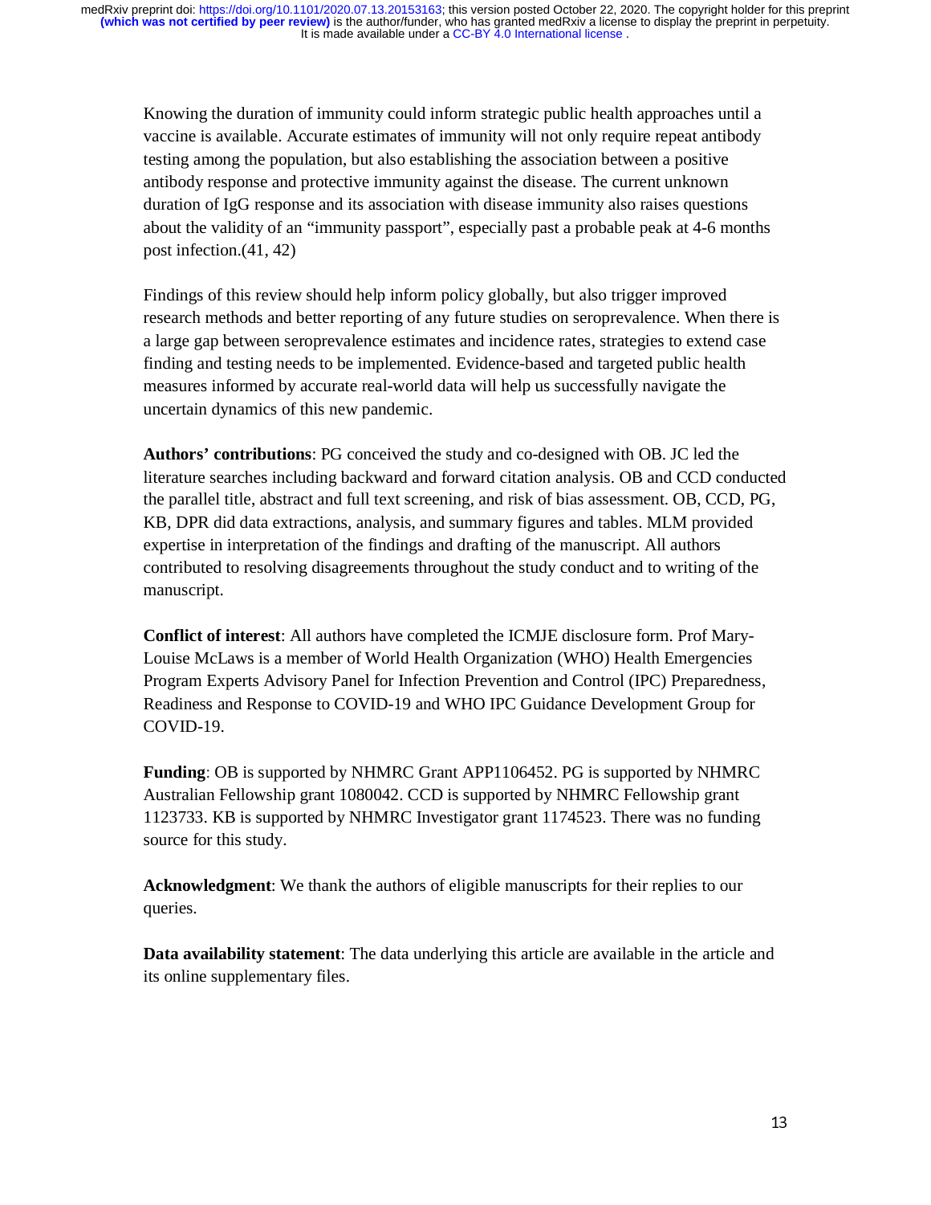Knowing the duration of immunity could inform strategic public health approaches until a vaccine is available. Accurate estimates of immunity will not only require repeat antibody testing among the population, but also establishing the association between a positive antibody response and protective immunity against the disease. The current unknown duration of IgG response and its association with disease immunity also raises questions about the validity of an "immunity passport", especially past a probable peak at 4-6 months post infection.(41, 42)

Findings of this review should help inform policy globally, but also trigger improved research methods and better reporting of any future studies on seroprevalence. When there is a large gap between seroprevalence estimates and incidence rates, strategies to extend case finding and testing needs to be implemented. Evidence-based and targeted public health measures informed by accurate real-world data will help us successfully navigate the uncertain dynamics of this new pandemic.

**Authors' contributions**: PG conceived the study and co-designed with OB. JC led the literature searches including backward and forward citation analysis. OB and CCD conducted the parallel title, abstract and full text screening, and risk of bias assessment. OB, CCD, PG, KB, DPR did data extractions, analysis, and summary figures and tables. MLM provided expertise in interpretation of the findings and drafting of the manuscript. All authors contributed to resolving disagreements throughout the study conduct and to writing of the manuscript.

**Conflict of interest**: All authors have completed the ICMJE disclosure form. Prof Mary-Louise McLaws is a member of World Health Organization (WHO) Health Emergencies Program Experts Advisory Panel for Infection Prevention and Control (IPC) Preparedness, Readiness and Response to COVID-19 and WHO IPC Guidance Development Group for COVID-19.

**Funding**: OB is supported by NHMRC Grant APP1106452. PG is supported by NHMRC Australian Fellowship grant 1080042. CCD is supported by NHMRC Fellowship grant 1123733. KB is supported by NHMRC Investigator grant 1174523. There was no funding source for this study.

**Acknowledgment**: We thank the authors of eligible manuscripts for their replies to our queries.

**Data availability statement**: The data underlying this article are available in the article and its online supplementary files.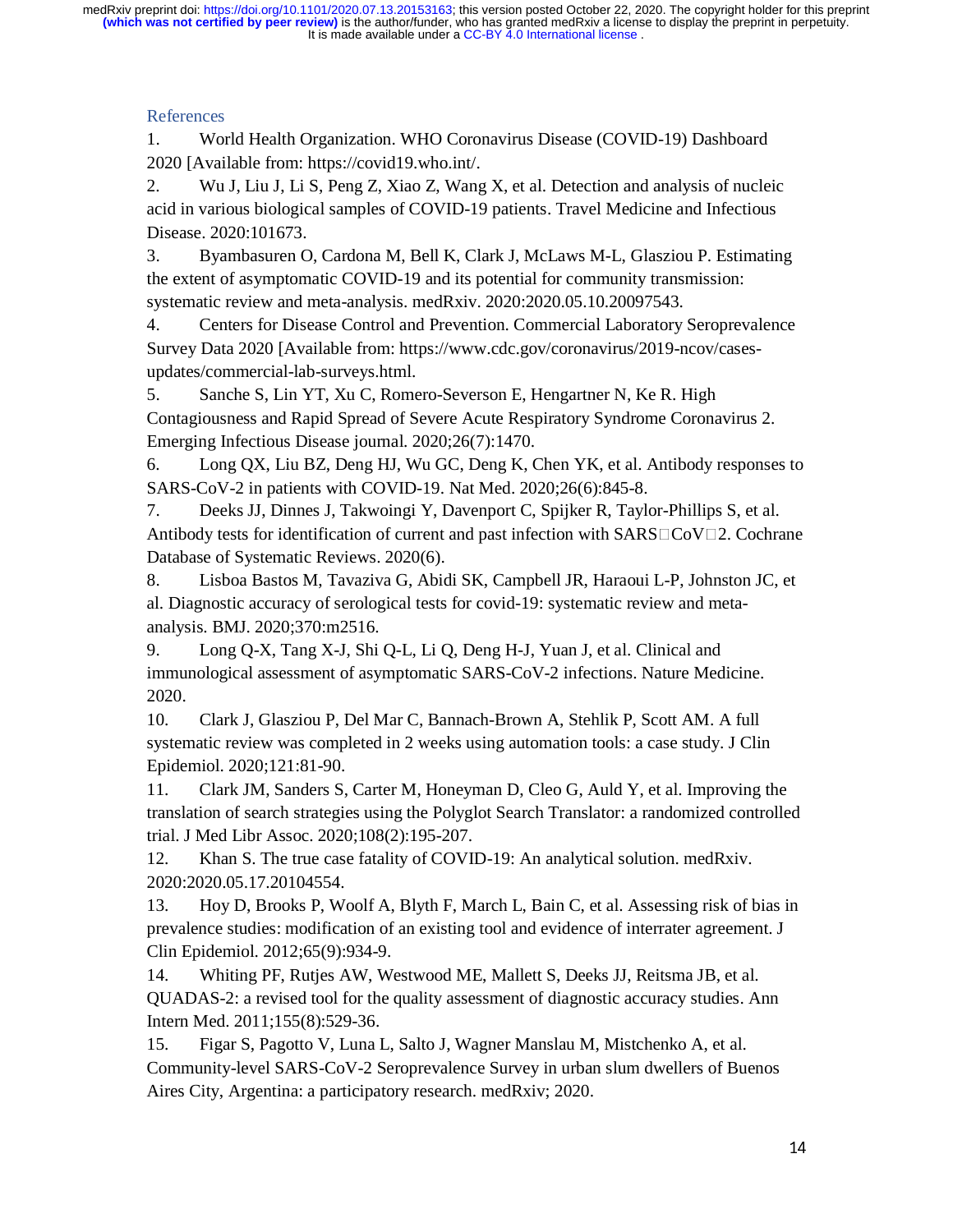## References

1. World Health Organization. WHO Coronavirus Disease (COVID-19) Dashboard 2020 [Available from: https://covid19.who.int/.
2. Wu J, Liu J, Li S, Peng Z, Xiao Z, Wang X, et al. Detection and analysis of nucleic acid in various biological samples of COVID-19 patients. Travel Medicine and Infectious Disease. 2020:101673.
3. Byambasuren O, Cardona M, Bell K, Clark J, McLaws M-L, Glasziou P. Estimating the extent of asymptomatic COVID-19 and its potential for community transmission: systematic review and meta-analysis. medRxiv. 2020:2020.05.10.20097543.
4. Centers for Disease Control and Prevention. Commercial Laboratory Seroprevalence Survey Data 2020 [Available from: https://www.cdc.gov/coronavirus/2019-ncov/cases-updates/commercial-lab-surveys.html.
5. Sanche S, Lin YT, Xu C, Romero-Severson E, Hengartner N, Ke R. High Contagiousness and Rapid Spread of Severe Acute Respiratory Syndrome Coronavirus 2. Emerging Infectious Disease journal. 2020;26(7):1470.
6. Long QX, Liu BZ, Deng HJ, Wu GC, Deng K, Chen YK, et al. Antibody responses to SARS-CoV-2 in patients with COVID-19. Nat Med. 2020;26(6):845-8.
7. Deeks JJ, Dinnes J, Takwoingi Y, Davenport C, Spijker R, Taylor-Phillips S, et al. Antibody tests for identification of current and past infection with SARS□CoV□2. Cochrane Database of Systematic Reviews. 2020(6).
8. Lisboa Bastos M, Tavaziva G, Abidi SK, Campbell JR, Haraoui L-P, Johnston JC, et al. Diagnostic accuracy of serological tests for covid-19: systematic review and meta-analysis. BMJ. 2020;370:m2516.
9. Long Q-X, Tang X-J, Shi Q-L, Li Q, Deng H-J, Yuan J, et al. Clinical and immunological assessment of asymptomatic SARS-CoV-2 infections. Nature Medicine. 2020.
10. Clark J, Glasziou P, Del Mar C, Bannach-Brown A, Stehlik P, Scott AM. A full systematic review was completed in 2 weeks using automation tools: a case study. J Clin Epidemiol. 2020;121:81-90.
11. Clark JM, Sanders S, Carter M, Honeyman D, Cleo G, Auld Y, et al. Improving the translation of search strategies using the Polyglot Search Translator: a randomized controlled trial. J Med Libr Assoc. 2020;108(2):195-207.
12. Khan S. The true case fatality of COVID-19: An analytical solution. medRxiv. 2020:2020.05.17.20104554.
13. Hoy D, Brooks P, Woolf A, Blyth F, March L, Bain C, et al. Assessing risk of bias in prevalence studies: modification of an existing tool and evidence of interrater agreement. J Clin Epidemiol. 2012;65(9):934-9.
14. Whiting PF, Rutjes AW, Westwood ME, Mallett S, Deeks JJ, Reitsma JB, et al. QUADAS-2: a revised tool for the quality assessment of diagnostic accuracy studies. Ann Intern Med. 2011;155(8):529-36.
15. Figar S, Pagotto V, Luna L, Salto J, Wagner Manslau M, Mistchenko A, et al. Community-level SARS-CoV-2 Seroprevalence Survey in urban slum dwellers of Buenos Aires City, Argentina: a participatory research. medRxiv; 2020.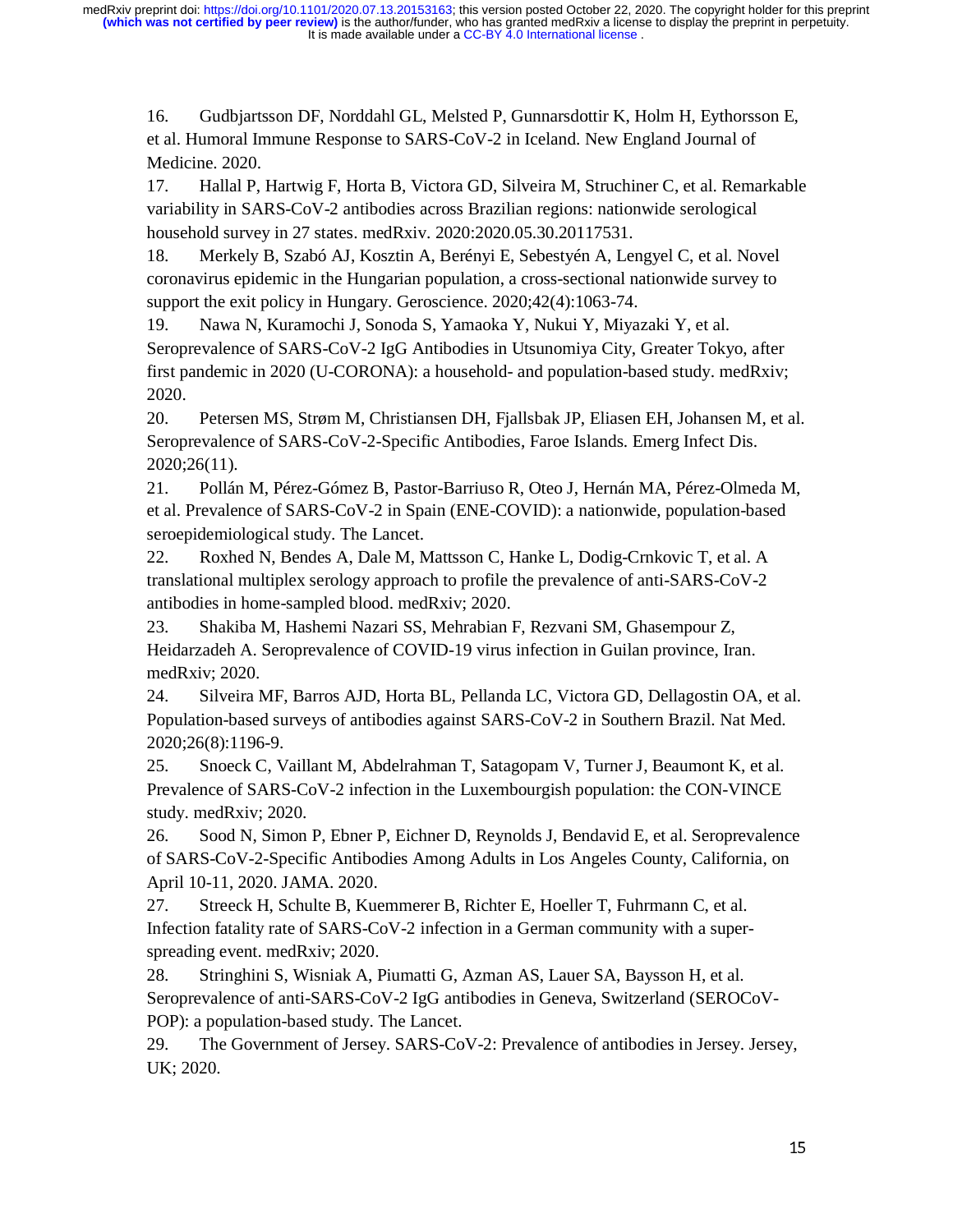16. Gudbjartsson DF, Norddahl GL, Melsted P, Gunnarsdottir K, Holm H, Eythorsson E, et al. Humoral Immune Response to SARS-CoV-2 in Iceland. New England Journal of Medicine. 2020.
17. Hallal P, Hartwig F, Horta B, Victora GD, Silveira M, Struchiner C, et al. Remarkable variability in SARS-CoV-2 antibodies across Brazilian regions: nationwide serological household survey in 27 states. medRxiv. 2020:2020.05.30.20117531.
18. Merkely B, Szabó AJ, Kosztin A, Berényi E, Sebestyén A, Lengyel C, et al. Novel coronavirus epidemic in the Hungarian population, a cross-sectional nationwide survey to support the exit policy in Hungary. Geroscience. 2020;42(4):1063-74.
19. Nawa N, Kuramochi J, Sonoda S, Yamaoka Y, Nukui Y, Miyazaki Y, et al. Seroprevalence of SARS-CoV-2 IgG Antibodies in Utsunomiya City, Greater Tokyo, after first pandemic in 2020 (U-CORONA): a household- and population-based study. medRxiv; 2020.
20. Petersen MS, Strøm M, Christiansen DH, Fjallsbak JP, Eliasen EH, Johansen M, et al. Seroprevalence of SARS-CoV-2-Specific Antibodies, Faroe Islands. Emerg Infect Dis. 2020;26(11).
21. Pollán M, Pérez-Gómez B, Pastor-Barriuso R, Oteo J, Hernán MA, Pérez-Olmeda M, et al. Prevalence of SARS-CoV-2 in Spain (ENE-COVID): a nationwide, population-based seroepidemiological study. The Lancet.
22. Roxhed N, Bendes A, Dale M, Mattsson C, Hanke L, Dodig-Crnkovic T, et al. A translational multiplex serology approach to profile the prevalence of anti-SARS-CoV-2 antibodies in home-sampled blood. medRxiv; 2020.
23. Shakiba M, Hashemi Nazari SS, Mehrabian F, Rezvani SM, Ghasempour Z, Heidarzadeh A. Seroprevalence of COVID-19 virus infection in Guilan province, Iran. medRxiv; 2020.
24. Silveira MF, Barros AJD, Horta BL, Pellanda LC, Victora GD, Dellagostin OA, et al. Population-based surveys of antibodies against SARS-CoV-2 in Southern Brazil. Nat Med. 2020;26(8):1196-9.
25. Snoeck C, Vaillant M, Abdelrahman T, Satagopam V, Turner J, Beaumont K, et al. Prevalence of SARS-CoV-2 infection in the Luxembourgish population: the CON-VINCE study. medRxiv; 2020.
26. Sood N, Simon P, Ebner P, Eichner D, Reynolds J, Bendavid E, et al. Seroprevalence of SARS-CoV-2-Specific Antibodies Among Adults in Los Angeles County, California, on April 10-11, 2020. JAMA. 2020.
27. Streeck H, Schulte B, Kuemmerer B, Richter E, Hoeller T, Fuhrmann C, et al. Infection fatality rate of SARS-CoV-2 infection in a German community with a super-spreading event. medRxiv; 2020.
28. Stringhini S, Wisniak A, Piumatti G, Azman AS, Lauer SA, Baysson H, et al. Seroprevalence of anti-SARS-CoV-2 IgG antibodies in Geneva, Switzerland (SEROCoV-POP): a population-based study. The Lancet.
29. The Government of Jersey. SARS-CoV-2: Prevalence of antibodies in Jersey. Jersey, UK; 2020.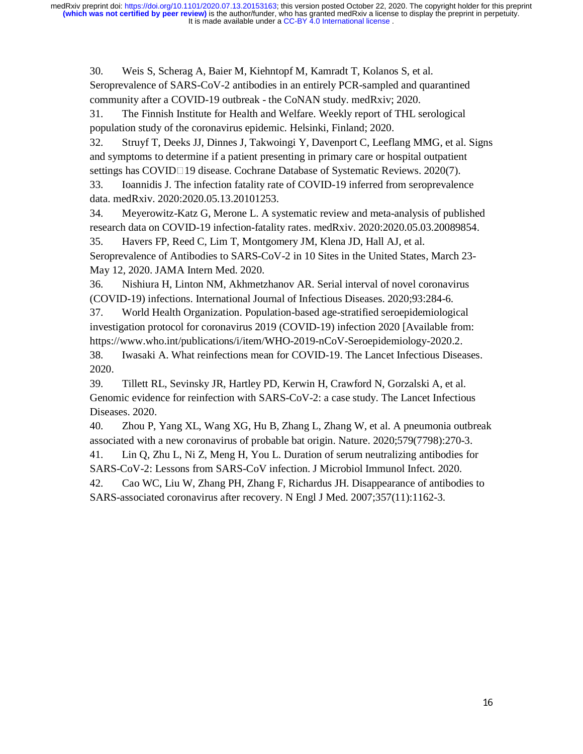30. Weis S, Scherag A, Baier M, Kiehntopf M, Kamradt T, Kolanos S, et al. Seroprevalence of SARS-CoV-2 antibodies in an entirely PCR-sampled and quarantined community after a COVID-19 outbreak - the CoNAN study. medRxiv; 2020.

31. The Finnish Institute for Health and Welfare. Weekly report of THL serological population study of the coronavirus epidemic. Helsinki, Finland; 2020.

32. Struyf T, Deeks JJ, Dinnes J, Takwoingi Y, Davenport C, Leeflang MMG, et al. Signs and symptoms to determine if a patient presenting in primary care or hospital outpatient settings has COVID□19 disease. Cochrane Database of Systematic Reviews. 2020(7).

33. Ioannidis J. The infection fatality rate of COVID-19 inferred from seroprevalence data. medRxiv. 2020:2020.05.13.20101253.

34. Meyerowitz-Katz G, Merone L. A systematic review and meta-analysis of published research data on COVID-19 infection-fatality rates. medRxiv. 2020:2020.05.03.20089854.

35. Havers FP, Reed C, Lim T, Montgomery JM, Klena JD, Hall AJ, et al. Seroprevalence of Antibodies to SARS-CoV-2 in 10 Sites in the United States, March 23-May 12, 2020. JAMA Intern Med. 2020.

36. Nishiura H, Linton NM, Akhmetzhanov AR. Serial interval of novel coronavirus (COVID-19) infections. International Journal of Infectious Diseases. 2020;93:284-6.

37. World Health Organization. Population-based age-stratified seroepidemiological investigation protocol for coronavirus 2019 (COVID-19) infection 2020 [Available from: https://www.who.int/publications/i/item/WHO-2019-nCoV-Seroepidemiology-2020.2.

38. Iwasaki A. What reinfections mean for COVID-19. The Lancet Infectious Diseases. 2020.

39. Tillett RL, Sevinsky JR, Hartley PD, Kerwin H, Crawford N, Gorzalski A, et al. Genomic evidence for reinfection with SARS-CoV-2: a case study. The Lancet Infectious Diseases. 2020.

40. Zhou P, Yang XL, Wang XG, Hu B, Zhang L, Zhang W, et al. A pneumonia outbreak associated with a new coronavirus of probable bat origin. Nature. 2020;579(7798):270-3.

41. Lin Q, Zhu L, Ni Z, Meng H, You L. Duration of serum neutralizing antibodies for SARS-CoV-2: Lessons from SARS-CoV infection. J Microbiol Immunol Infect. 2020.

42. Cao WC, Liu W, Zhang PH, Zhang F, Richardus JH. Disappearance of antibodies to SARS-associated coronavirus after recovery. N Engl J Med. 2007;357(11):1162-3.